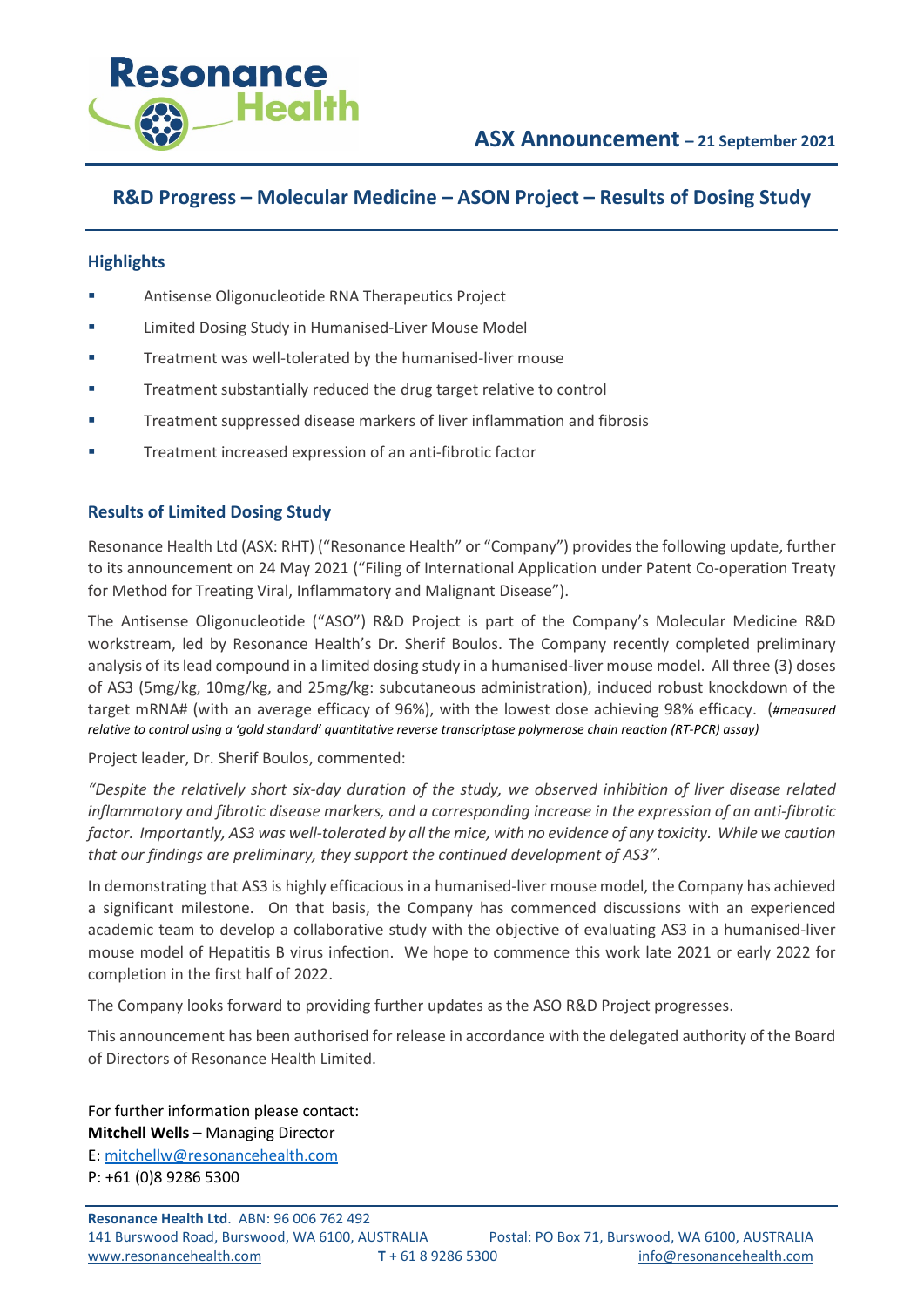# ASX Announcement – 21 September 2021

## R&D Progress – Molecular Medicine – ASON Project – Results of Dosing Study

### Highlights

- Antisense Oligonucleotide RNA Therapeutics Project
- Limited Dosing Study in Humanised-Liver Mouse Model
- Treatment was well-tolerated by the humanised-liver mouse
- Treatment substantially reduced the drug target relative to control
- Treatment suppressed disease markers of liver inflammation and fibrosis
- Treatment increased expression of an anti-fibrotic factor

### Results of Limited Dosing Study

Resonance Health Ltd (ASX: RHT) ("Resonance Health" or "Company") provides the following update, further to its announcement on 24 May 2021 ("Filing of International Application under Patent Co-operation Treaty for Method for Treating Viral, Inflammatory and Malignant Disease").

The Antisense Oligonucleotide ("ASO") R&D Project is part of the Company's Molecular Medicine R&D workstream, led by Resonance Health's Dr. Sherif Boulos. The Company recently completed preliminary analysis of its lead compound in a limited dosing study in a humanised-liver mouse model. All three (3) doses of AS3 (5mg/kg, 10mg/kg, and 25mg/kg: subcutaneous administration), induced robust knockdown of the target mRNA# (with an average efficacy of 96%), with the lowest dose achieving 98% efficacy. (*#measured relative to control using a 'gold standard' quantitative reverse transcriptase polymerase chain reaction (RT-PCR) assay)*

Project leader, Dr. Sherif Boulos, commented:

*"Despite the relatively short six-day duration of the study, we observed inhibition of liver disease related inflammatory and fibrotic disease markers, and a corresponding increase in the expression of an anti-fibrotic factor. Importantly, AS3 was well-tolerated by all the mice, with no evidence of any toxicity. While we caution that our findings are preliminary, they support the continued development of AS3".*

In demonstrating that AS3 is highly efficacious in a humanised-liver mouse model, the Company has achieved a significant milestone. On that basis, the Company has commenced discussions with an experienced academic team to develop a collaborative study with the objective of evaluating AS3 in a humanised-liver mouse model of Hepatitis B virus infection. We hope to commence this work late 2021 or early 2022 for completion in the first half of 2022.

The Company looks forward to providing further updates as the ASO R&D Project progresses.

This announcement has been authorised for release in accordance with the delegated authority of the Board of Directors of Resonance Health Limited.

For further information please contact:
**Mitchell Wells** – Managing Director
E: mitchellw@resonancehealth.com
P: +61 (0)8 9286 5300

**Resonance Health Ltd**. ABN: 96 006 762 492
141 Burswood Road, Burswood, WA 6100, AUSTRALIA Postal: PO Box 71, Burswood, WA 6100, AUSTRALIA
www.resonancehealth.com **T** + 61 8 9286 5300 info@resonancehealth.com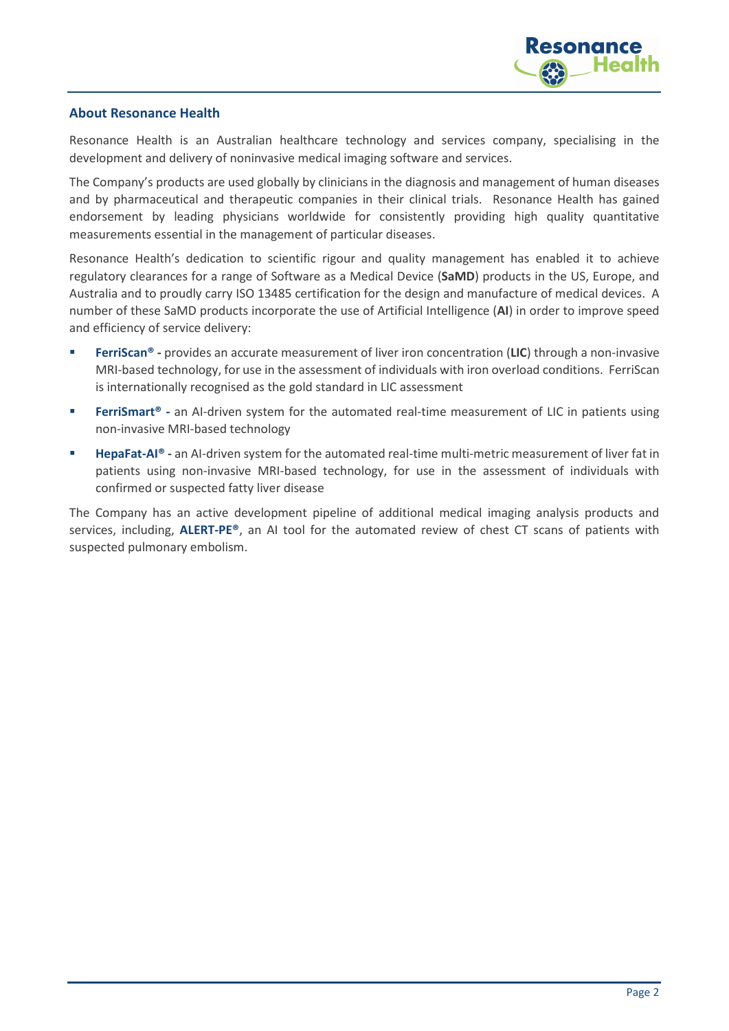## About Resonance Health

Resonance Health is an Australian healthcare technology and services company, specialising in the development and delivery of noninvasive medical imaging software and services.

The Company's products are used globally by clinicians in the diagnosis and management of human diseases and by pharmaceutical and therapeutic companies in their clinical trials. Resonance Health has gained endorsement by leading physicians worldwide for consistently providing high quality quantitative measurements essential in the management of particular diseases.

Resonance Health's dedication to scientific rigour and quality management has enabled it to achieve regulatory clearances for a range of Software as a Medical Device (**SaMD**) products in the US, Europe, and Australia and to proudly carry ISO 13485 certification for the design and manufacture of medical devices. A number of these SaMD products incorporate the use of Artificial Intelligence (**AI**) in order to improve speed and efficiency of service delivery:

- **FerriScan® -** provides an accurate measurement of liver iron concentration (**LIC**) through a non-invasive MRI-based technology, for use in the assessment of individuals with iron overload conditions. FerriScan is internationally recognised as the gold standard in LIC assessment
- **FerriSmart® -** an AI-driven system for the automated real-time measurement of LIC in patients using non-invasive MRI-based technology
- **HepaFat-AI® -** an AI-driven system for the automated real-time multi-metric measurement of liver fat in patients using non-invasive MRI-based technology, for use in the assessment of individuals with confirmed or suspected fatty liver disease

The Company has an active development pipeline of additional medical imaging analysis products and services, including, **ALERT-PE®**, an AI tool for the automated review of chest CT scans of patients with suspected pulmonary embolism.